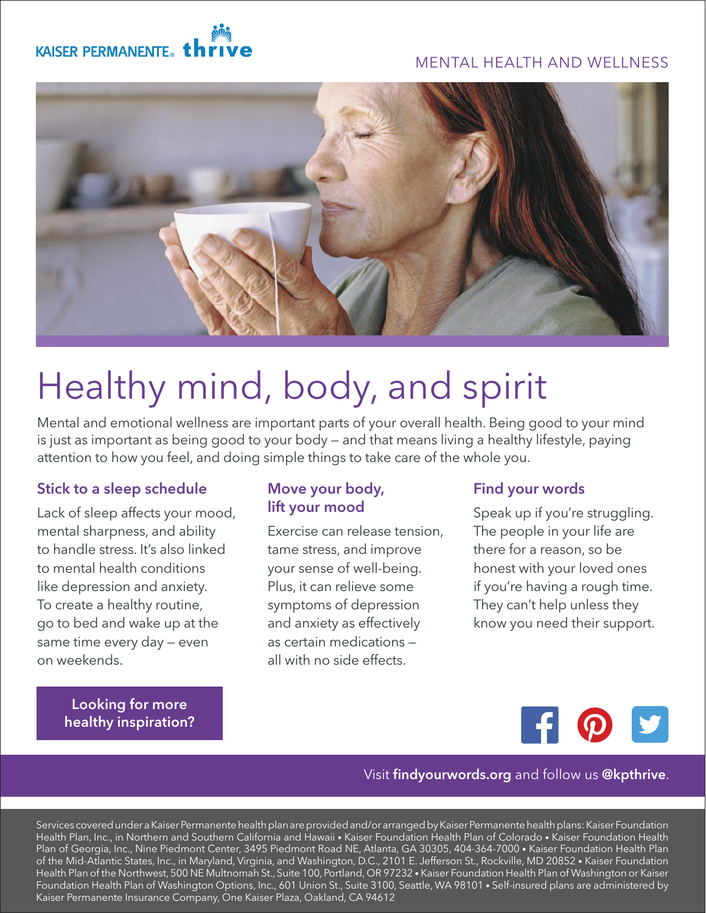KAISER PERMANENTE® thrive

MENTAL HEALTH AND WELLNESS

# Healthy mind, body, and spirit

Mental and emotional wellness are important parts of your overall health. Being good to your mind is just as important as being good to your body — and that means living a healthy lifestyle, paying attention to how you feel, and doing simple things to take care of the whole you.

### Stick to a sleep schedule

Lack of sleep affects your mood, mental sharpness, and ability to handle stress. It's also linked to mental health conditions like depression and anxiety. To create a healthy routine, go to bed and wake up at the same time every day — even on weekends.

### Move your body, lift your mood

Exercise can release tension, tame stress, and improve your sense of well-being. Plus, it can relieve some symptoms of depression and anxiety as effectively as certain medications — all with no side effects.

### Find your words

Speak up if you're struggling. The people in your life are there for a reason, so be honest with your loved ones if you're having a rough time. They can't help unless they know you need their support.

**Looking for more healthy inspiration?**

Visit **findyourwords.org** and follow us **@kpthrive**.

Services covered under a Kaiser Permanente health plan are provided and/or arranged by Kaiser Permanente health plans: Kaiser Foundation Health Plan, Inc., in Northern and Southern California and Hawaii • Kaiser Foundation Health Plan of Colorado • Kaiser Foundation Health Plan of Georgia, Inc., Nine Piedmont Center, 3495 Piedmont Road NE, Atlanta, GA 30305, 404-364-7000 • Kaiser Foundation Health Plan of the Mid-Atlantic States, Inc., in Maryland, Virginia, and Washington, D.C., 2101 E. Jefferson St., Rockville, MD 20852 • Kaiser Foundation Health Plan of the Northwest, 500 NE Multnomah St., Suite 100, Portland, OR 97232 • Kaiser Foundation Health Plan of Washington or Kaiser Foundation Health Plan of Washington Options, Inc., 601 Union St., Suite 3100, Seattle, WA 98101 • Self-insured plans are administered by Kaiser Permanente Insurance Company, One Kaiser Plaza, Oakland, CA 94612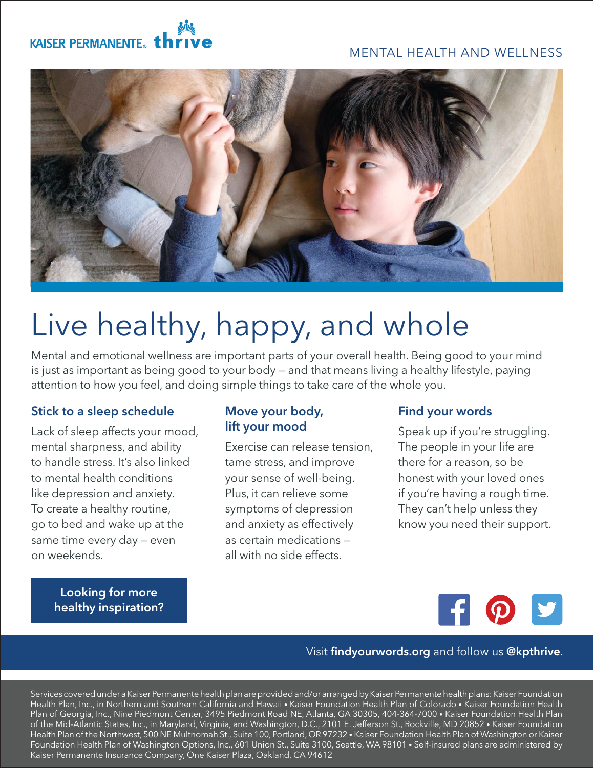KAISER PERMANENTE® thrive

MENTAL HEALTH AND WELLNESS

# Live healthy, happy, and whole

Mental and emotional wellness are important parts of your overall health. Being good to your mind is just as important as being good to your body — and that means living a healthy lifestyle, paying attention to how you feel, and doing simple things to take care of the whole you.

### Stick to a sleep schedule

Lack of sleep affects your mood, mental sharpness, and ability to handle stress. It's also linked to mental health conditions like depression and anxiety. To create a healthy routine, go to bed and wake up at the same time every day — even on weekends.

### Move your body, lift your mood

Exercise can release tension, tame stress, and improve your sense of well-being. Plus, it can relieve some symptoms of depression and anxiety as effectively as certain medications — all with no side effects.

### Find your words

Speak up if you're struggling. The people in your life are there for a reason, so be honest with your loved ones if you're having a rough time. They can't help unless they know you need their support.

**Looking for more healthy inspiration?**

Visit **findyourwords.org** and follow us **@kpthrive**.

Services covered under a Kaiser Permanente health plan are provided and/or arranged by Kaiser Permanente health plans: Kaiser Foundation Health Plan, Inc., in Northern and Southern California and Hawaii • Kaiser Foundation Health Plan of Colorado • Kaiser Foundation Health Plan of Georgia, Inc., Nine Piedmont Center, 3495 Piedmont Road NE, Atlanta, GA 30305, 404-364-7000 • Kaiser Foundation Health Plan of the Mid-Atlantic States, Inc., in Maryland, Virginia, and Washington, D.C., 2101 E. Jefferson St., Rockville, MD 20852 • Kaiser Foundation Health Plan of the Northwest, 500 NE Multnomah St., Suite 100, Portland, OR 97232 • Kaiser Foundation Health Plan of Washington or Kaiser Foundation Health Plan of Washington Options, Inc., 601 Union St., Suite 3100, Seattle, WA 98101 • Self-insured plans are administered by Kaiser Permanente Insurance Company, One Kaiser Plaza, Oakland, CA 94612